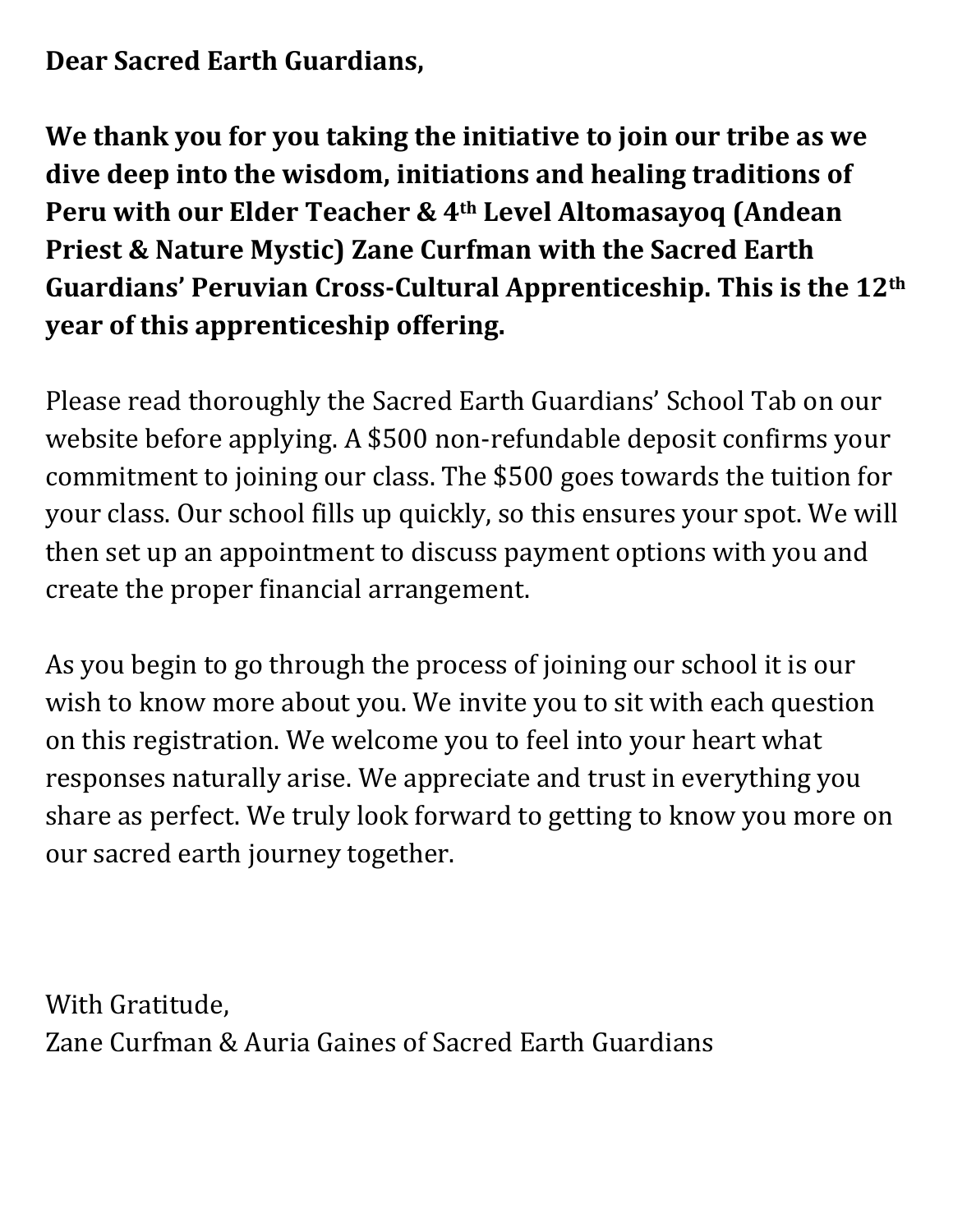**Dear Sacred Earth Guardians,**

**We thank you for you taking the initiative to join our tribe as we dive deep into the wisdom, initiations and healing traditions of Peru with our Elder Teacher & 4th Level Altomasayoq (Andean Priest & Nature Mystic) Zane Curfman with the Sacred Earth Guardians' Peruvian Cross-Cultural Apprenticeship. This is the 12th year of this apprenticeship offering.**

Please read thoroughly the Sacred Earth Guardians' School Tab on our website before applying. A $500 non-refundable deposit confirms your commitment to joining our class. The $500 goes towards the tuition for your class. Our school fills up quickly, so this ensures your spot. We will then set up an appointment to discuss payment options with you and create the proper financial arrangement.

As you begin to go through the process of joining our school it is our wish to know more about you. We invite you to sit with each question on this registration. We welcome you to feel into your heart what responses naturally arise. We appreciate and trust in everything you share as perfect. We truly look forward to getting to know you more on our sacred earth journey together.

With Gratitude,
Zane Curfman & Auria Gaines of Sacred Earth Guardians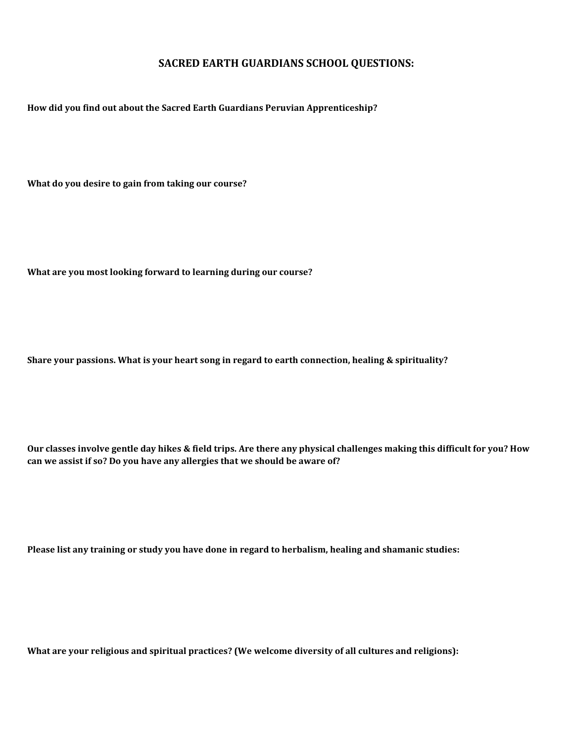## SACRED EARTH GUARDIANS SCHOOL QUESTIONS:

**How did you find out about the Sacred Earth Guardians Peruvian Apprenticeship?**

**What do you desire to gain from taking our course?**

**What are you most looking forward to learning during our course?**

**Share your passions. What is your heart song in regard to earth connection, healing & spirituality?**

**Our classes involve gentle day hikes & field trips. Are there any physical challenges making this difficult for you? How can we assist if so? Do you have any allergies that we should be aware of?**

**Please list any training or study you have done in regard to herbalism, healing and shamanic studies:**

**What are your religious and spiritual practices? (We welcome diversity of all cultures and religions):**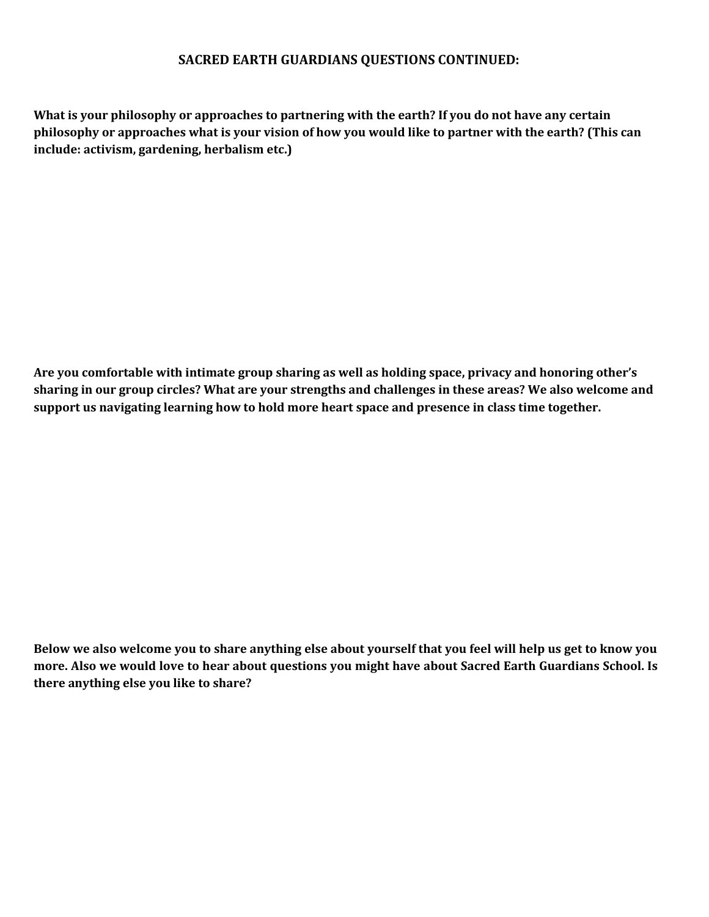## SACRED EARTH GUARDIANS QUESTIONS CONTINUED:

**What is your philosophy or approaches to partnering with the earth? If you do not have any certain philosophy or approaches what is your vision of how you would like to partner with the earth? (This can include: activism, gardening, herbalism etc.)**

**Are you comfortable with intimate group sharing as well as holding space, privacy and honoring other's sharing in our group circles? What are your strengths and challenges in these areas? We also welcome and support us navigating learning how to hold more heart space and presence in class time together.**

**Below we also welcome you to share anything else about yourself that you feel will help us get to know you more. Also we would love to hear about questions you might have about Sacred Earth Guardians School. Is there anything else you like to share?**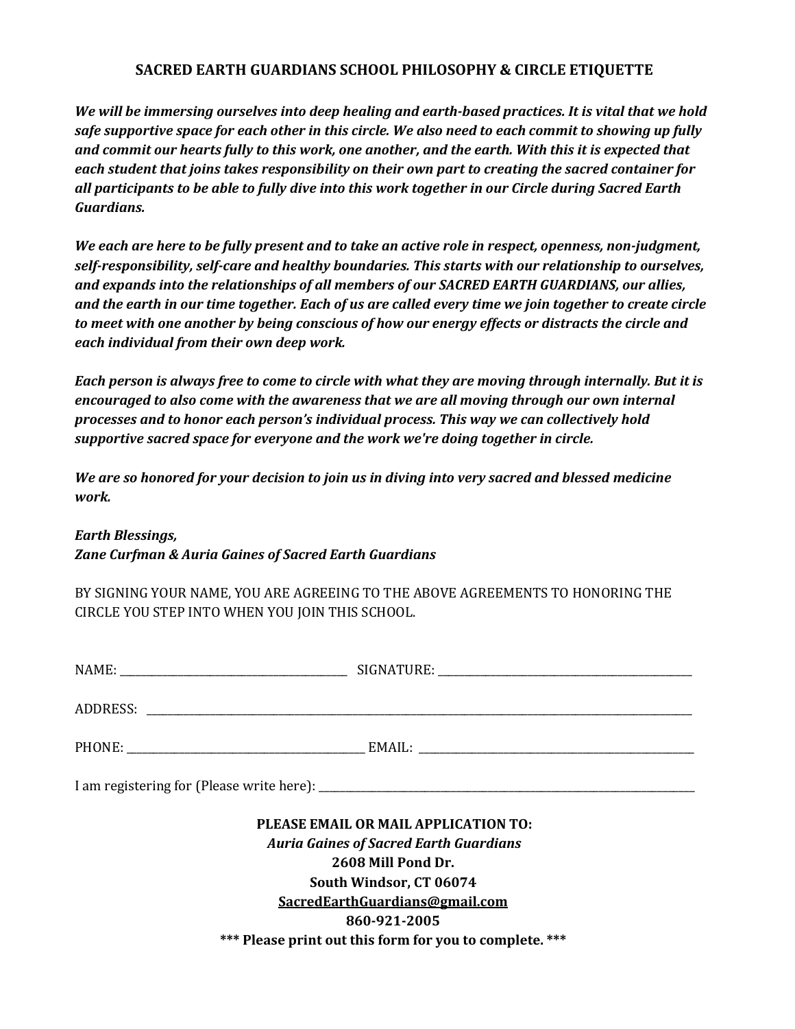# SACRED EARTH GUARDIANS SCHOOL PHILOSOPHY & CIRCLE ETIQUETTE

***We will be immersing ourselves into deep healing and earth-based practices. It is vital that we hold safe supportive space for each other in this circle. We also need to each commit to showing up fully and commit our hearts fully to this work, one another, and the earth. With this it is expected that each student that joins takes responsibility on their own part to creating the sacred container for all participants to be able to fully dive into this work together in our Circle during Sacred Earth Guardians.***

***We each are here to be fully present and to take an active role in respect, openness, non-judgment, self-responsibility, self-care and healthy boundaries. This starts with our relationship to ourselves, and expands into the relationships of all members of our SACRED EARTH GUARDIANS, our allies, and the earth in our time together. Each of us are called every time we join together to create circle to meet with one another by being conscious of how our energy effects or distracts the circle and each individual from their own deep work.***

***Each person is always free to come to circle with what they are moving through internally. But it is encouraged to also come with the awareness that we are all moving through our own internal processes and to honor each person's individual process. This way we can collectively hold supportive sacred space for everyone and the work we're doing together in circle.***

***We are so honored for your decision to join us in diving into very sacred and blessed medicine work.***

***Earth Blessings,***
***Zane Curfman & Auria Gaines of Sacred Earth Guardians***

BY SIGNING YOUR NAME, YOU ARE AGREEING TO THE ABOVE AGREEMENTS TO HONORING THE CIRCLE YOU STEP INTO WHEN YOU JOIN THIS SCHOOL.

NAME: ______________________________ SIGNATURE: ______________________________

ADDRESS: ____________________________________________________________

PHONE: ______________________________ EMAIL: ______________________________

I am registering for (Please write here): ______________________________________

**PLEASE EMAIL OR MAIL APPLICATION TO:**
*Auria Gaines of Sacred Earth Guardians*
**2608 Mill Pond Dr.**
**South Windsor, CT 06074**
**SacredEarthGuardians@gmail.com**
**860-921-2005**
**\*\*\* Please print out this form for you to complete. \*\*\***